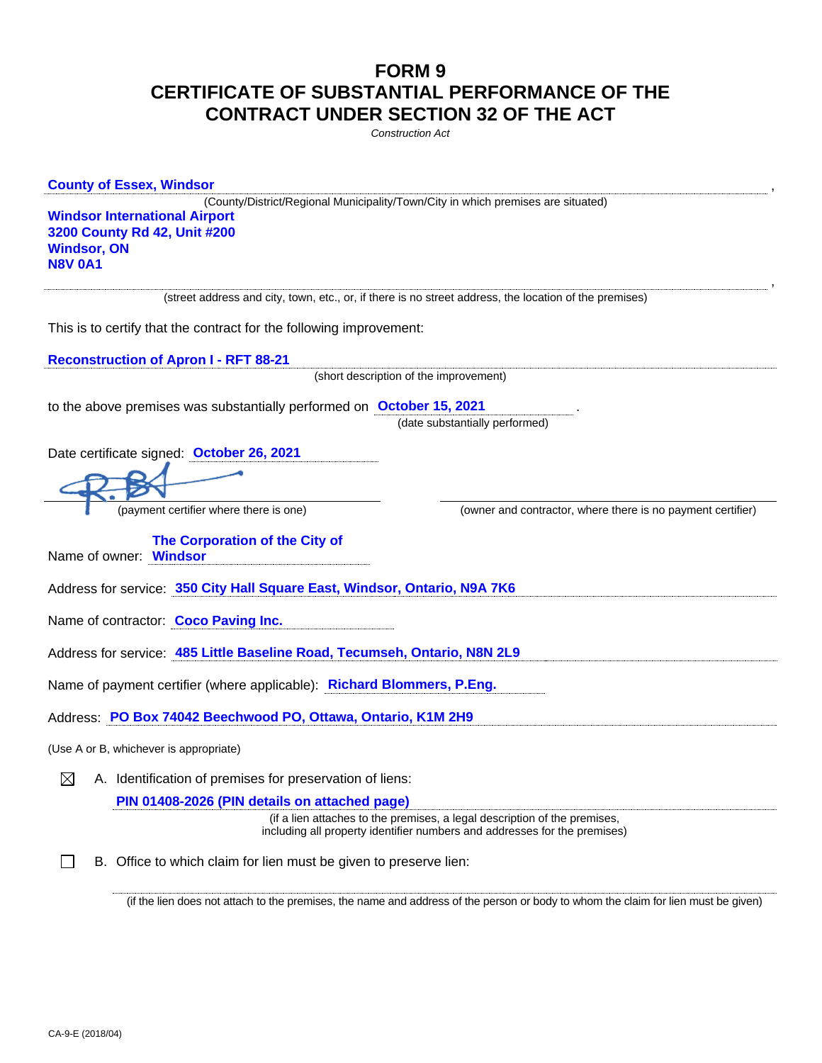# FORM 9
# CERTIFICATE OF SUBSTANTIAL PERFORMANCE OF THE CONTRACT UNDER SECTION 32 OF THE ACT

*Construction Act*

**County of Essex, Windsor** ,

(County/District/Regional Municipality/Town/City in which premises are situated)

**Windsor International Airport**
**3200 County Rd 42, Unit #200**
**Windsor, ON**
**N8V 0A1**
,

(street address and city, town, etc., or, if there is no street address, the location of the premises)

This is to certify that the contract for the following improvement:

**Reconstruction of Apron I - RFT 88-21**

(short description of the improvement)

to the above premises was substantially performed on **October 15, 2021** .

(date substantially performed)

Date certificate signed: **October 26, 2021**

(payment certifier where there is one)

(owner and contractor, where there is no payment certifier)

Name of owner: **The Corporation of the City of Windsor**

Address for service: **350 City Hall Square East, Windsor, Ontario, N9A 7K6**

Name of contractor: **Coco Paving Inc.**

Address for service: **485 Little Baseline Road, Tecumseh, Ontario, N8N 2L9**

Name of payment certifier (where applicable): **Richard Blommers, P.Eng.**

Address: **PO Box 74042 Beechwood PO, Ottawa, Ontario, K1M 2H9**

(Use A or B, whichever is appropriate)

☒ A. Identification of premises for preservation of liens:

**PIN 01408-2026 (PIN details on attached page)**

(if a lien attaches to the premises, a legal description of the premises, including all property identifier numbers and addresses for the premises)

☐ B. Office to which claim for lien must be given to preserve lien:

(if the lien does not attach to the premises, the name and address of the person or body to whom the claim for lien must be given)

CA-9-E (2018/04)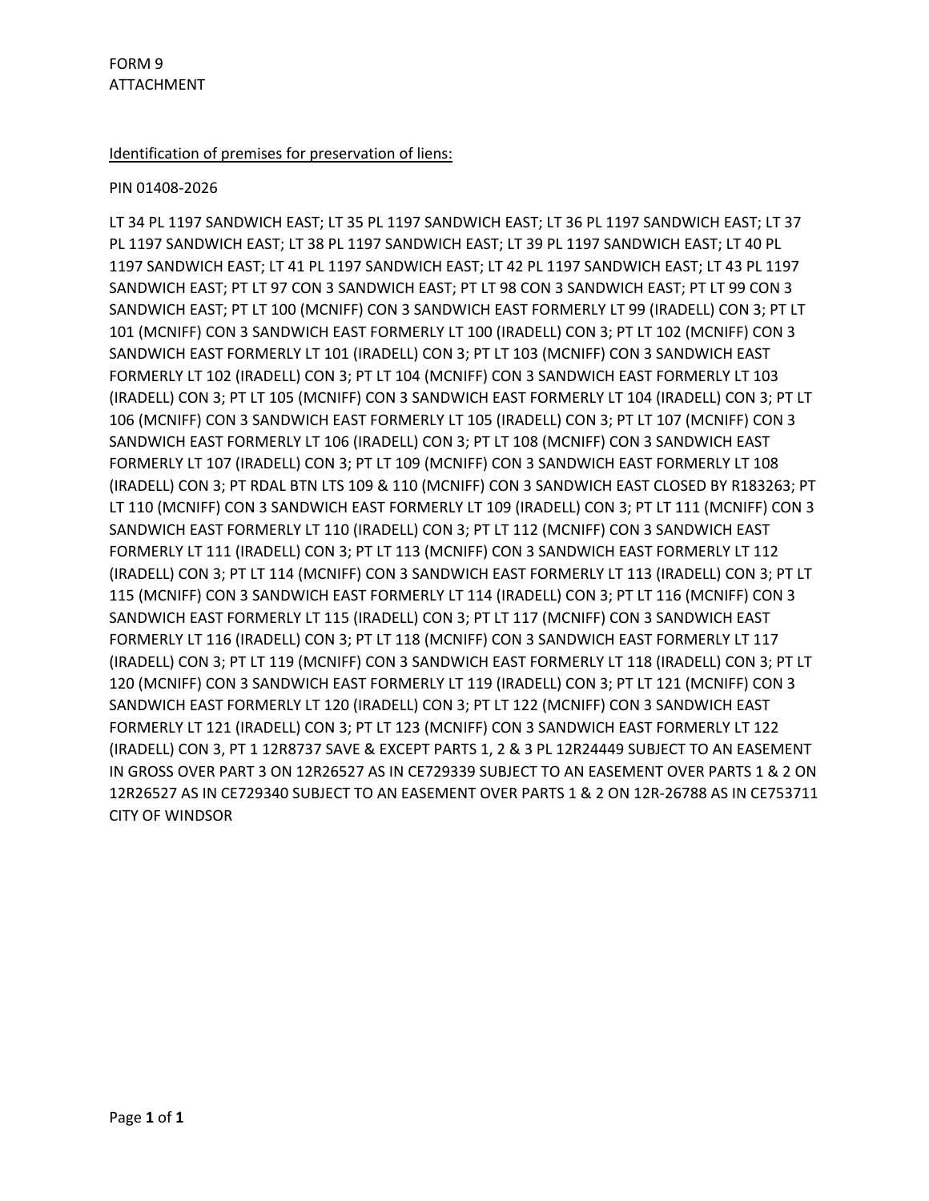FORM 9
ATTACHMENT

<u>Identification of premises for preservation of liens:</u>

PIN 01408-2026

LT 34 PL 1197 SANDWICH EAST; LT 35 PL 1197 SANDWICH EAST; LT 36 PL 1197 SANDWICH EAST; LT 37 PL 1197 SANDWICH EAST; LT 38 PL 1197 SANDWICH EAST; LT 39 PL 1197 SANDWICH EAST; LT 40 PL 1197 SANDWICH EAST; LT 41 PL 1197 SANDWICH EAST; LT 42 PL 1197 SANDWICH EAST; LT 43 PL 1197 SANDWICH EAST; PT LT 97 CON 3 SANDWICH EAST; PT LT 98 CON 3 SANDWICH EAST; PT LT 99 CON 3 SANDWICH EAST; PT LT 100 (MCNIFF) CON 3 SANDWICH EAST FORMERLY LT 99 (IRADELL) CON 3; PT LT 101 (MCNIFF) CON 3 SANDWICH EAST FORMERLY LT 100 (IRADELL) CON 3; PT LT 102 (MCNIFF) CON 3 SANDWICH EAST FORMERLY LT 101 (IRADELL) CON 3; PT LT 103 (MCNIFF) CON 3 SANDWICH EAST FORMERLY LT 102 (IRADELL) CON 3; PT LT 104 (MCNIFF) CON 3 SANDWICH EAST FORMERLY LT 103 (IRADELL) CON 3; PT LT 105 (MCNIFF) CON 3 SANDWICH EAST FORMERLY LT 104 (IRADELL) CON 3; PT LT 106 (MCNIFF) CON 3 SANDWICH EAST FORMERLY LT 105 (IRADELL) CON 3; PT LT 107 (MCNIFF) CON 3 SANDWICH EAST FORMERLY LT 106 (IRADELL) CON 3; PT LT 108 (MCNIFF) CON 3 SANDWICH EAST FORMERLY LT 107 (IRADELL) CON 3; PT LT 109 (MCNIFF) CON 3 SANDWICH EAST FORMERLY LT 108 (IRADELL) CON 3; PT RDAL BTN LTS 109 & 110 (MCNIFF) CON 3 SANDWICH EAST CLOSED BY R183263; PT LT 110 (MCNIFF) CON 3 SANDWICH EAST FORMERLY LT 109 (IRADELL) CON 3; PT LT 111 (MCNIFF) CON 3 SANDWICH EAST FORMERLY LT 110 (IRADELL) CON 3; PT LT 112 (MCNIFF) CON 3 SANDWICH EAST FORMERLY LT 111 (IRADELL) CON 3; PT LT 113 (MCNIFF) CON 3 SANDWICH EAST FORMERLY LT 112 (IRADELL) CON 3; PT LT 114 (MCNIFF) CON 3 SANDWICH EAST FORMERLY LT 113 (IRADELL) CON 3; PT LT 115 (MCNIFF) CON 3 SANDWICH EAST FORMERLY LT 114 (IRADELL) CON 3; PT LT 116 (MCNIFF) CON 3 SANDWICH EAST FORMERLY LT 115 (IRADELL) CON 3; PT LT 117 (MCNIFF) CON 3 SANDWICH EAST FORMERLY LT 116 (IRADELL) CON 3; PT LT 118 (MCNIFF) CON 3 SANDWICH EAST FORMERLY LT 117 (IRADELL) CON 3; PT LT 119 (MCNIFF) CON 3 SANDWICH EAST FORMERLY LT 118 (IRADELL) CON 3; PT LT 120 (MCNIFF) CON 3 SANDWICH EAST FORMERLY LT 119 (IRADELL) CON 3; PT LT 121 (MCNIFF) CON 3 SANDWICH EAST FORMERLY LT 120 (IRADELL) CON 3; PT LT 122 (MCNIFF) CON 3 SANDWICH EAST FORMERLY LT 121 (IRADELL) CON 3; PT LT 123 (MCNIFF) CON 3 SANDWICH EAST FORMERLY LT 122 (IRADELL) CON 3, PT 1 12R8737 SAVE & EXCEPT PARTS 1, 2 & 3 PL 12R24449 SUBJECT TO AN EASEMENT IN GROSS OVER PART 3 ON 12R26527 AS IN CE729339 SUBJECT TO AN EASEMENT OVER PARTS 1 & 2 ON 12R26527 AS IN CE729340 SUBJECT TO AN EASEMENT OVER PARTS 1 & 2 ON 12R-26788 AS IN CE753711 CITY OF WINDSOR